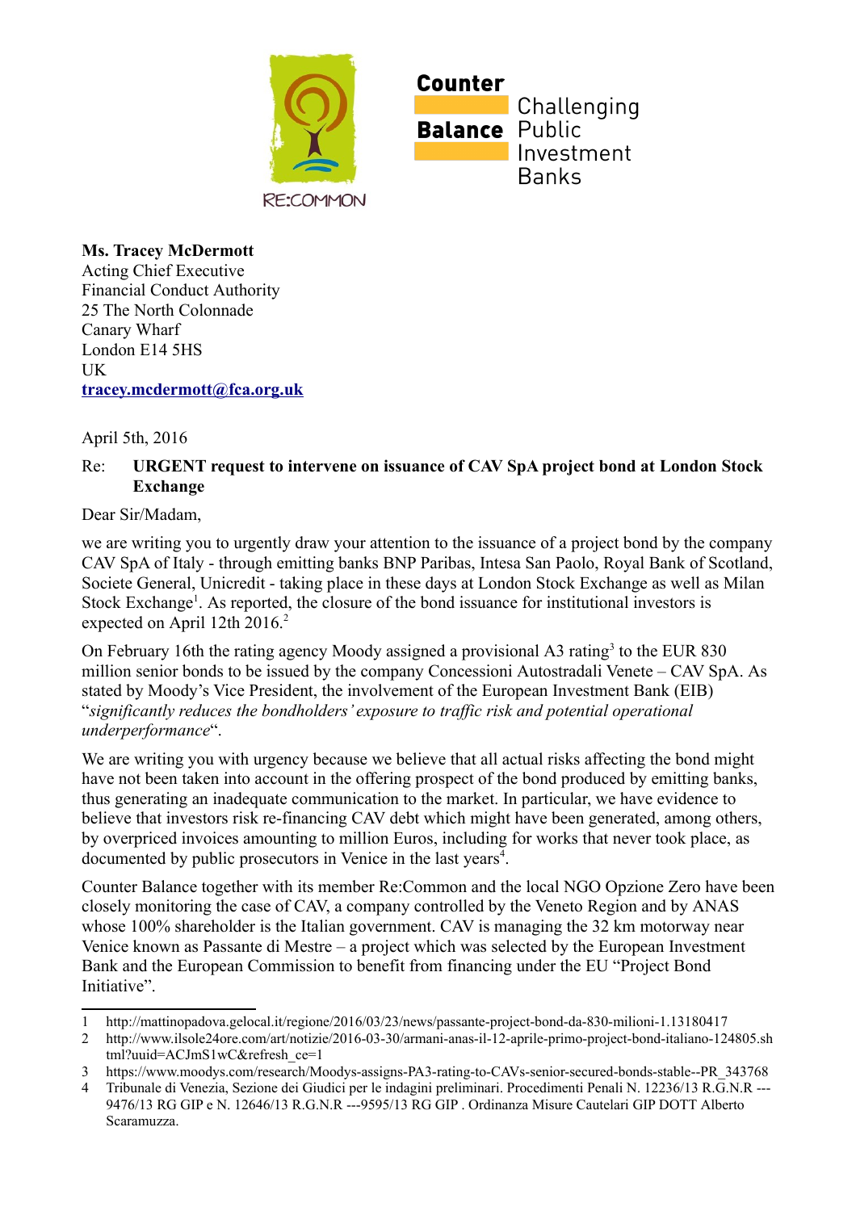RE:COMMON

**Counter Balance** Challenging Public Investment Banks

**Ms. Tracey McDermott**
Acting Chief Executive
Financial Conduct Authority
25 The North Colonnade
Canary Wharf
London E14 5HS
UK
**tracey.mcdermott@fca.org.uk**

April 5th, 2016

Re: **URGENT request to intervene on issuance of CAV SpA project bond at London Stock Exchange**

Dear Sir/Madam,

we are writing you to urgently draw your attention to the issuance of a project bond by the company CAV SpA of Italy - through emitting banks BNP Paribas, Intesa San Paolo, Royal Bank of Scotland, Societe General, Unicredit - taking place in these days at London Stock Exchange as well as Milan Stock Exchange[1]. As reported, the closure of the bond issuance for institutional investors is expected on April 12th 2016.[2]

On February 16th the rating agency Moody assigned a provisional A3 rating[3] to the EUR 830 million senior bonds to be issued by the company Concessioni Autostradali Venete – CAV SpA. As stated by Moody's Vice President, the involvement of the European Investment Bank (EIB) "*significantly reduces the bondholders' exposure to traffic risk and potential operational underperformance*".

We are writing you with urgency because we believe that all actual risks affecting the bond might have not been taken into account in the offering prospect of the bond produced by emitting banks, thus generating an inadequate communication to the market. In particular, we have evidence to believe that investors risk re-financing CAV debt which might have been generated, among others, by overpriced invoices amounting to million Euros, including for works that never took place, as documented by public prosecutors in Venice in the last years[4].

Counter Balance together with its member Re:Common and the local NGO Opzione Zero have been closely monitoring the case of CAV, a company controlled by the Veneto Region and by ANAS whose 100% shareholder is the Italian government. CAV is managing the 32 km motorway near Venice known as Passante di Mestre – a project which was selected by the European Investment Bank and the European Commission to benefit from financing under the EU "Project Bond Initiative".

---

1 http://mattinopadova.gelocal.it/regione/2016/03/23/news/passante-project-bond-da-830-milioni-1.13180417
2 http://www.ilsole24ore.com/art/notizie/2016-03-30/armani-anas-il-12-aprile-primo-project-bond-italiano-124805.shtml?uuid=ACJmS1wC&refresh_ce=1
3 https://www.moodys.com/research/Moodys-assigns-PA3-rating-to-CAVs-senior-secured-bonds-stable--PR_343768
4 Tribunale di Venezia, Sezione dei Giudici per le indagini preliminari. Procedimenti Penali N. 12236/13 R.G.N.R ---9476/13 RG GIP e N. 12646/13 R.G.N.R ---9595/13 RG GIP . Ordinanza Misure Cautelari GIP DOTT Alberto Scaramuzza.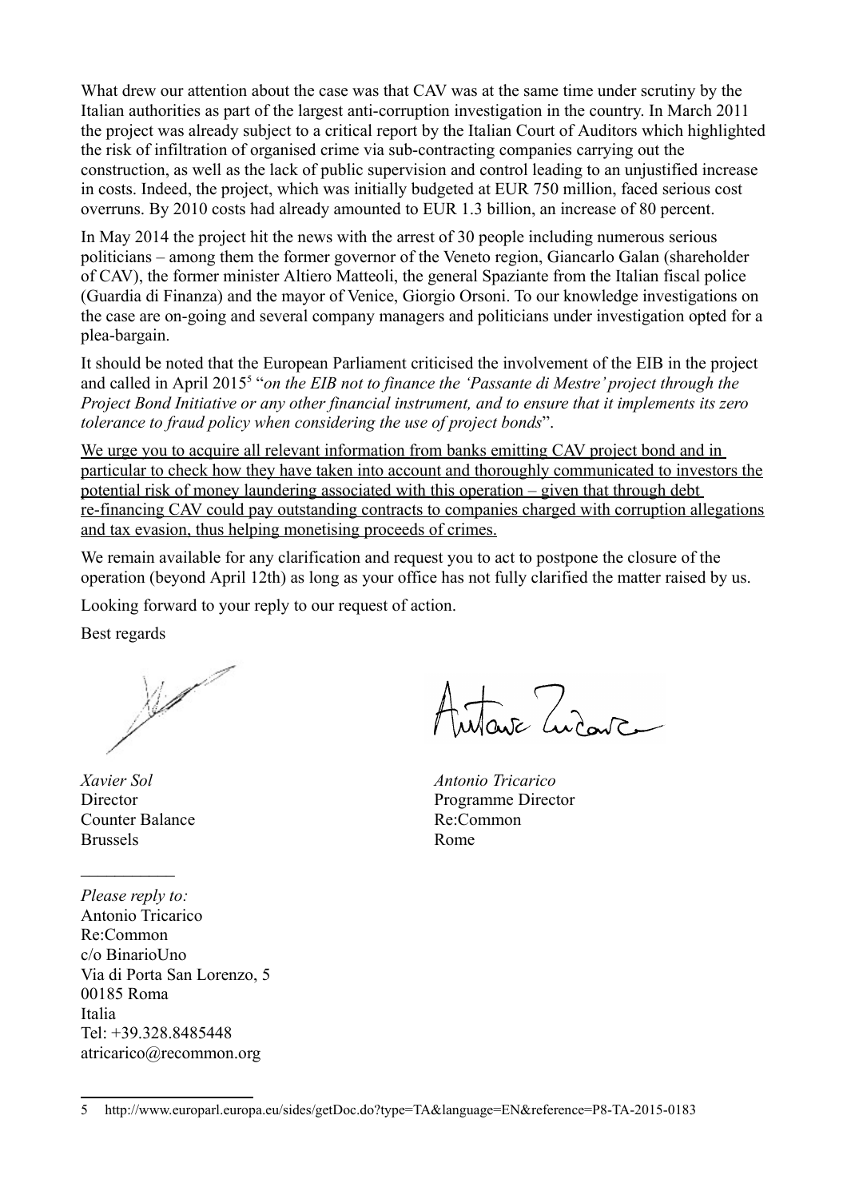What drew our attention about the case was that CAV was at the same time under scrutiny by the Italian authorities as part of the largest anti-corruption investigation in the country. In March 2011 the project was already subject to a critical report by the Italian Court of Auditors which highlighted the risk of infiltration of organised crime via sub-contracting companies carrying out the construction, as well as the lack of public supervision and control leading to an unjustified increase in costs. Indeed, the project, which was initially budgeted at EUR 750 million, faced serious cost overruns. By 2010 costs had already amounted to EUR 1.3 billion, an increase of 80 percent.

In May 2014 the project hit the news with the arrest of 30 people including numerous serious politicians – among them the former governor of the Veneto region, Giancarlo Galan (shareholder of CAV), the former minister Altiero Matteoli, the general Spaziante from the Italian fiscal police (Guardia di Finanza) and the mayor of Venice, Giorgio Orsoni. To our knowledge investigations on the case are on-going and several company managers and politicians under investigation opted for a plea-bargain.

It should be noted that the European Parliament criticised the involvement of the EIB in the project and called in April 2015[5] "*on the EIB not to finance the 'Passante di Mestre' project through the Project Bond Initiative or any other financial instrument, and to ensure that it implements its zero tolerance to fraud policy when considering the use of project bonds*".

<u>We urge you to acquire all relevant information from banks emitting CAV project bond and in particular to check how they have taken into account and thoroughly communicated to investors the potential risk of money laundering associated with this operation – given that through debt re-financing CAV could pay outstanding contracts to companies charged with corruption allegations and tax evasion, thus helping monetising proceeds of crimes.</u>

We remain available for any clarification and request you to act to postpone the closure of the operation (beyond April 12th) as long as your office has not fully clarified the matter raised by us.

Looking forward to your reply to our request of action.

Best regards

*Xavier Sol*
Director
Counter Balance
Brussels

*Antonio Tricarico*
Programme Director
Re:Common
Rome

___________

*Please reply to:*
Antonio Tricarico
Re:Common
c/o BinarioUno
Via di Porta San Lorenzo, 5
00185 Roma
Italia
Tel: +39.328.8485448
atricarico@recommon.org

---

5 http://www.europarl.europa.eu/sides/getDoc.do?type=TA&language=EN&reference=P8-TA-2015-0183